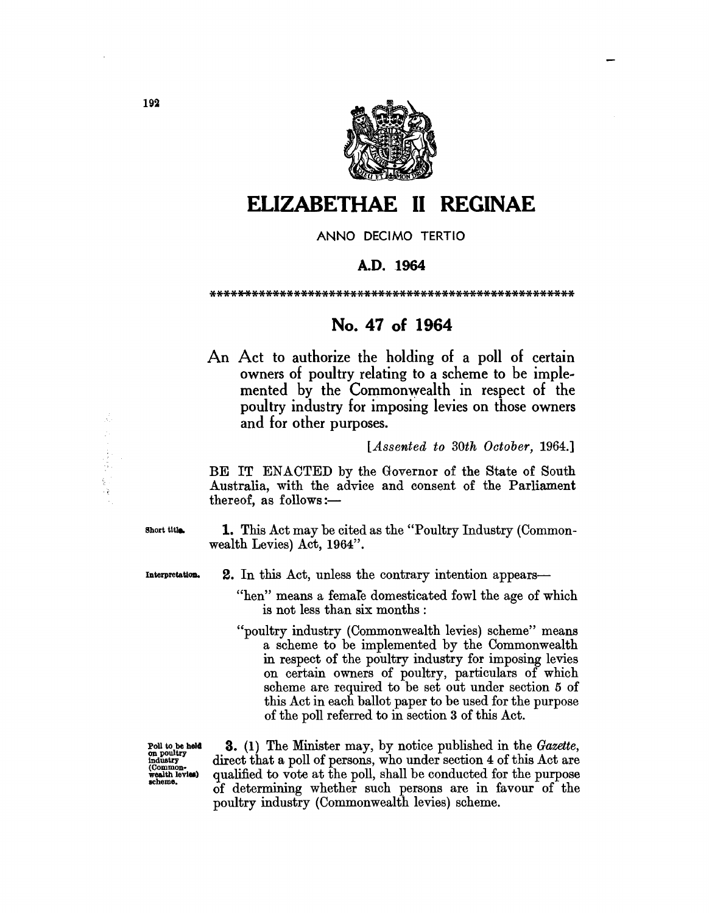# ELIZABETHAE II REGINAE

ANNO DECIMO TERTIO

**A.D. 1964**

***************************************************

## No. 47 of 1964

An Act to authorize the holding of a poll of certain owners of poultry relating to a scheme to be implemented by the Commonwealth in respect of the poultry industry for imposing levies on those owners and for other purposes.

[*Assented to 30th October, 1964.*]

BE IT ENACTED by the Governor of the State of South Australia, with the advice and consent of the Parliament thereof, as follows:—

Short title.

**1.** This Act may be cited as the "Poultry Industry (Commonwealth Levies) Act, 1964".

Interpretation.

**2.** In this Act, unless the contrary intention appears—

"hen" means a female domesticated fowl the age of which is not less than six months:

"poultry industry (Commonwealth levies) scheme" means a scheme to be implemented by the Commonwealth in respect of the poultry industry for imposing levies on certain owners of poultry, particulars of which scheme are required to be set out under section 5 of this Act in each ballot paper to be used for the purpose of the poll referred to in section 3 of this Act.

Poll to be held on poultry industry (Commonwealth levies) scheme.

**3.** (1) The Minister may, by notice published in the *Gazette*, direct that a poll of persons, who under section 4 of this Act are qualified to vote at the poll, shall be conducted for the purpose of determining whether such persons are in favour of the poultry industry (Commonwealth levies) scheme.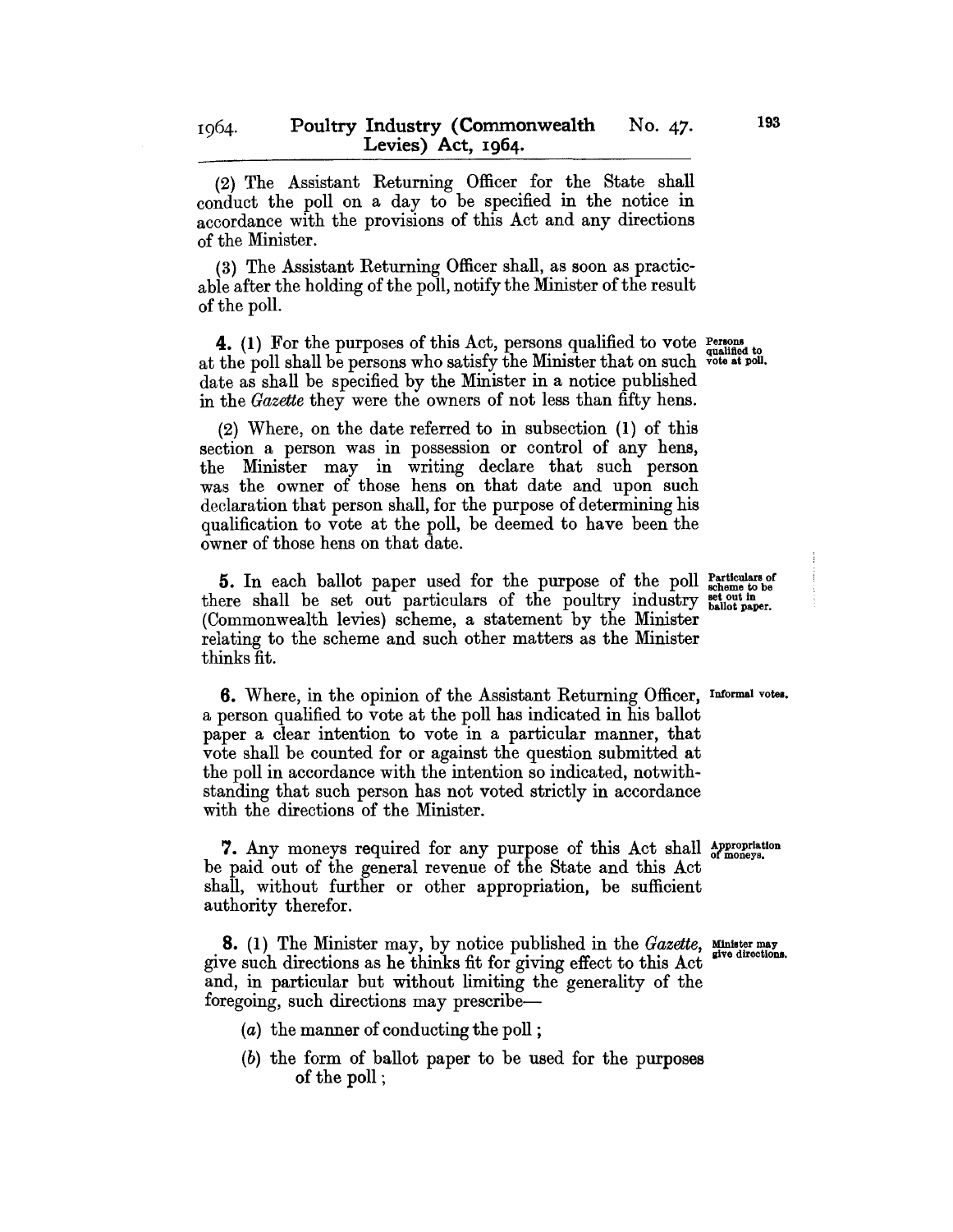(2) The Assistant Returning Officer for the State shall conduct the poll on a day to be specified in the notice in accordance with the provisions of this Act and any directions of the Minister.

(3) The Assistant Returning Officer shall, as soon as practicable after the holding of the poll, notify the Minister of the result of the poll.

**Persons qualified to vote at poll.**

**4.** (1) For the purposes of this Act, persons qualified to vote at the poll shall be persons who satisfy the Minister that on such date as shall be specified by the Minister in a notice published in the *Gazette* they were the owners of not less than fifty hens.

(2) Where, on the date referred to in subsection (1) of this section a person was in possession or control of any hens, the Minister may in writing declare that such person was the owner of those hens on that date and upon such declaration that person shall, for the purpose of determining his qualification to vote at the poll, be deemed to have been the owner of those hens on that date.

**Particulars of scheme to be set out in ballot paper.**

**5.** In each ballot paper used for the purpose of the poll there shall be set out particulars of the poultry industry (Commonwealth levies) scheme, a statement by the Minister relating to the scheme and such other matters as the Minister thinks fit.

**Informal votes.**

**6.** Where, in the opinion of the Assistant Returning Officer, a person qualified to vote at the poll has indicated in his ballot paper a clear intention to vote in a particular manner, that vote shall be counted for or against the question submitted at the poll in accordance with the intention so indicated, notwithstanding that such person has not voted strictly in accordance with the directions of the Minister.

**Appropriation of moneys.**

**7.** Any moneys required for any purpose of this Act shall be paid out of the general revenue of the State and this Act shall, without further or other appropriation, be sufficient authority therefor.

**Minister may give directions.**

**8.** (1) The Minister may, by notice published in the *Gazette*, give such directions as he thinks fit for giving effect to this Act and, in particular but without limiting the generality of the foregoing, such directions may prescribe—

(*a*) the manner of conducting the poll;

(*b*) the form of ballot paper to be used for the purposes of the poll;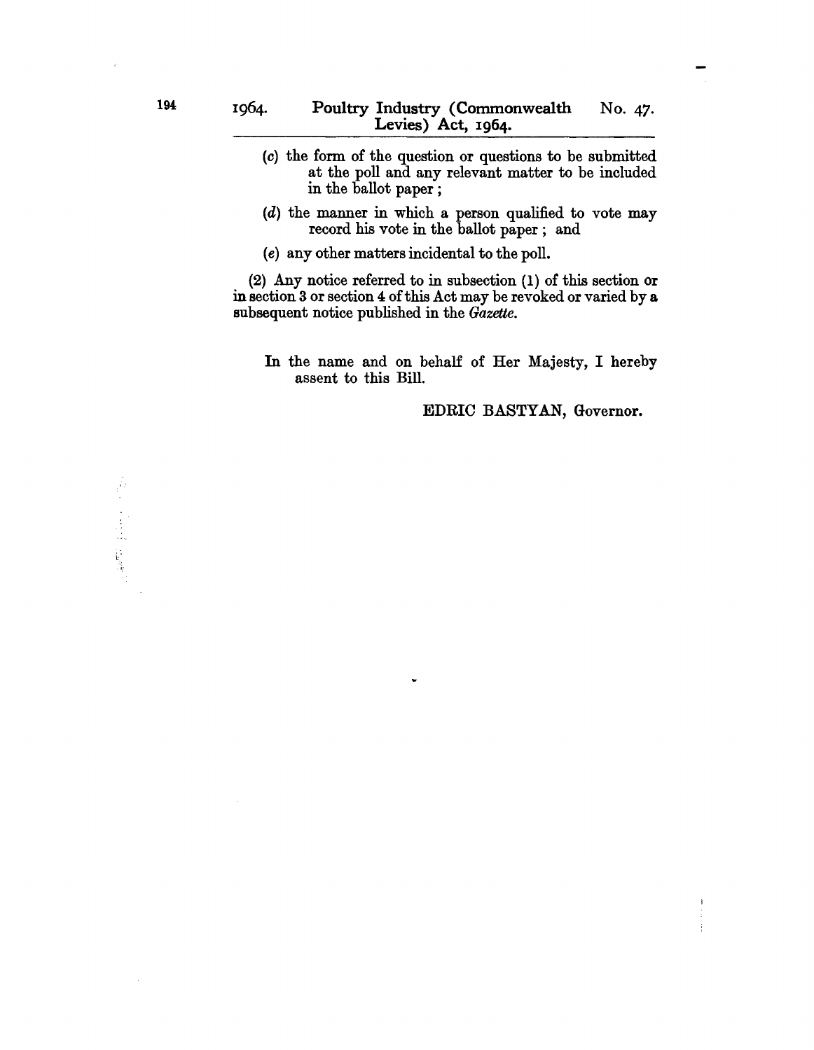(*c*) the form of the question or questions to be submitted at the poll and any relevant matter to be included in the ballot paper;

(*d*) the manner in which a person qualified to vote may record his vote in the ballot paper; and

(*e*) any other matters incidental to the poll.

(2) Any notice referred to in subsection (1) of this section or in section 3 or section 4 of this Act may be revoked or varied by a subsequent notice published in the *Gazette*.

In the name and on behalf of Her Majesty, I hereby assent to this Bill.

EDRIC BASTYAN, Governor.